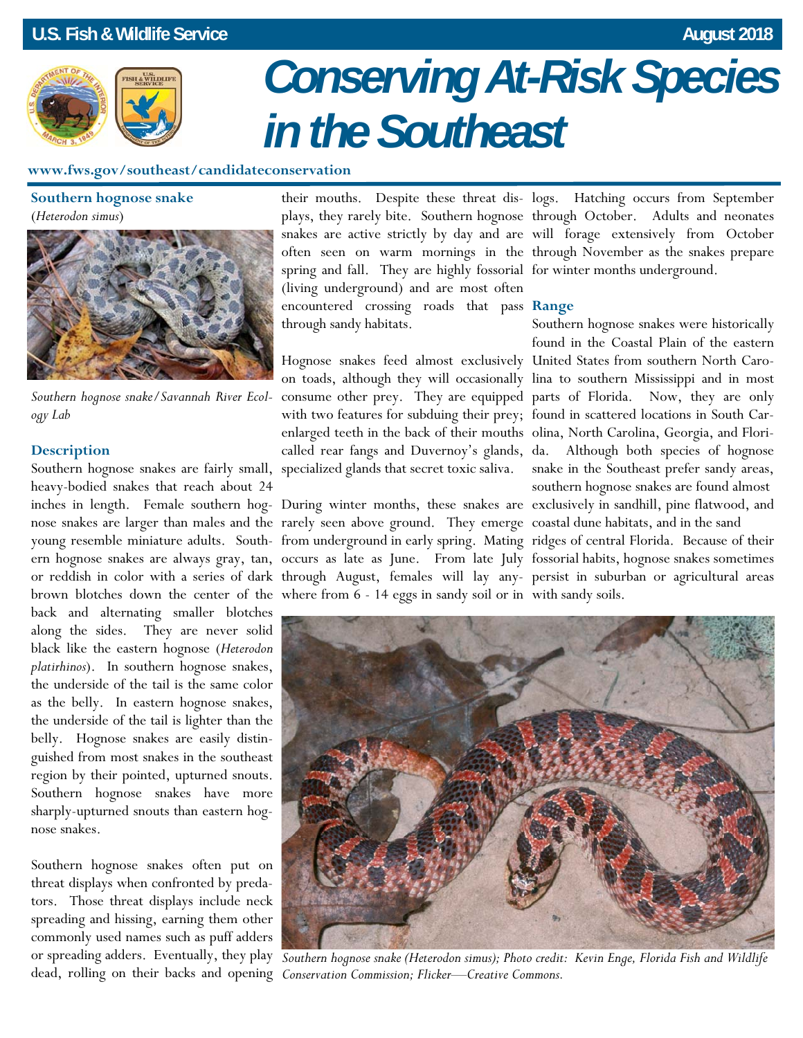U.S. Fish & Wildlife Service August 2018

# Conserving At-Risk Species in the Southeast

www.fws.gov/southeast/candidateconservation

## Southern hognose snake

(*Heterodon simus*)

*Southern hognose snake/Savannah River Ecology Lab*

### Description

Southern hognose snakes are fairly small, heavy-bodied snakes that reach about 24 inches in length. Female southern hognose snakes are larger than males and the young resemble miniature adults. Southern hognose snakes are always gray, tan, or reddish in color with a series of dark brown blotches down the center of the back and alternating smaller blotches along the sides. They are never solid black like the eastern hognose (*Heterodon platirhinos*). In southern hognose snakes, the underside of the tail is the same color as the belly. In eastern hognose snakes, the underside of the tail is lighter than the belly. Hognose snakes are easily distinguished from most snakes in the southeast region by their pointed, upturned snouts. Southern hognose snakes have more sharply-upturned snouts than eastern hognose snakes.

Southern hognose snakes often put on threat displays when confronted by predators. Those threat displays include neck spreading and hissing, earning them other commonly used names such as puff adders or spreading adders. Eventually, they play dead, rolling on their backs and opening their mouths. Despite these threat displays, they rarely bite. Southern hognose snakes are active strictly by day and are often seen on warm mornings in the spring and fall. They are highly fossorial (living underground) and are most often encountered crossing roads that pass through sandy habitats.

Hognose snakes feed almost exclusively on toads, although they will occasionally consume other prey. They are equipped with two features for subduing their prey; enlarged teeth in the back of their mouths called rear fangs and Duvernoy's glands, specialized glands that secret toxic saliva.

During winter months, these snakes are rarely seen above ground. They emerge from underground in early spring. Mating occurs as late as June. From late July through August, females will lay anywhere from 6 - 14 eggs in sandy soil or in logs. Hatching occurs from September through October. Adults and neonates will forage extensively from October through November as the snakes prepare for winter months underground.

### Range

Southern hognose snakes were historically found in the Coastal Plain of the eastern United States from southern North Carolina to southern Mississippi and in most parts of Florida. Now, they are only found in scattered locations in South Carolina, North Carolina, Georgia, and Florida. Although both species of hognose snake in the Southeast prefer sandy areas, southern hognose snakes are found almost exclusively in sandhill, pine flatwood, and coastal dune habitats, and in the sand ridges of central Florida. Because of their fossorial habits, hognose snakes sometimes persist in suburban or agricultural areas with sandy soils.

*Southern hognose snake (Heterodon simus); Photo credit: Kevin Enge, Florida Fish and Wildlife Conservation Commission; Flicker—Creative Commons.*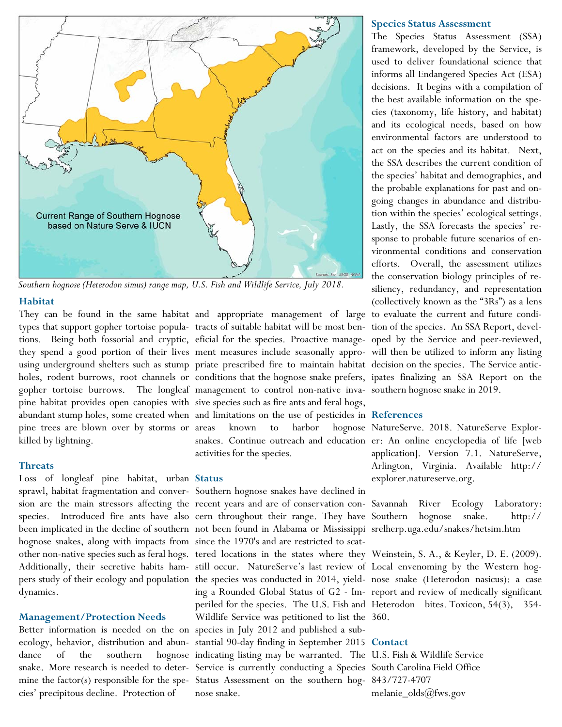Current Range of Southern Hognose based on Nature Serve & IUCN

Sources: Esri, USGS, NOAA

*Southern hognose (Heterodon simus) range map, U.S. Fish and Wildlife Service, July 2018.*

## Habitat

They can be found in the same habitat types that support gopher tortoise populations. Being both fossorial and cryptic, they spend a good portion of their lives using underground shelters such as stump holes, rodent burrows, root channels or gopher tortoise burrows. The longleaf pine habitat provides open canopies with abundant stump holes, some created when pine trees are blown over by storms or killed by lightning.

## Threats

Loss of longleaf pine habitat, urban sprawl, habitat fragmentation and conversion are the main stressors affecting the species. Introduced fire ants have also been implicated in the decline of southern hognose snakes, along with impacts from other non-native species such as feral hogs. Additionally, their secretive habits hampers study of their ecology and population dynamics.

## Management/Protection Needs

Better information is needed on the on ecology, behavior, distribution and abundance of the southern hognose snake. More research is needed to determine the factor(s) responsible for the species' precipitous decline. Protection of and appropriate management of large tracts of suitable habitat will be most beneficial for the species. Proactive management measures include seasonally appropriate prescribed fire to maintain habitat conditions that the hognose snake prefers, management to control non-native invasive species such as fire ants and feral hogs, and limitations on the use of pesticides in areas known to harbor hognose snakes. Continue outreach and education activities for the species.

## Status

Southern hognose snakes have declined in recent years and are of conservation concern throughout their range. They have not been found in Alabama or Mississippi since the 1970's and are restricted to scattered locations in the states where they still occur. NatureServe's last review of the species was conducted in 2014, yielding a Rounded Global Status of G2 - Imperiled for the species. The U.S. Fish and Wildlife Service was petitioned to list the species in July 2012 and published a substantial 90-day finding in September 2015 indicating listing may be warranted. The Service is currently conducting a Species Status Assessment on the southern hognose snake.

## Species Status Assessment

The Species Status Assessment (SSA) framework, developed by the Service, is used to deliver foundational science that informs all Endangered Species Act (ESA) decisions. It begins with a compilation of the best available information on the species (taxonomy, life history, and habitat) and its ecological needs, based on how environmental factors are understood to act on the species and its habitat. Next, the SSA describes the current condition of the species' habitat and demographics, and the probable explanations for past and ongoing changes in abundance and distribution within the species' ecological settings. Lastly, the SSA forecasts the species' response to probable future scenarios of environmental conditions and conservation efforts. Overall, the assessment utilizes the conservation biology principles of resiliency, redundancy, and representation (collectively known as the "3Rs") as a lens to evaluate the current and future condition of the species. An SSA Report, developed by the Service and peer-reviewed, will then be utilized to inform any listing decision on the species. The Service anticipates finalizing an SSA Report on the southern hognose snake in 2019.

## References

NatureServe. 2018. NatureServe Explorer: An online encyclopedia of life [web application]. Version 7.1. NatureServe, Arlington, Virginia. Available http://explorer.natureserve.org.

Savannah River Ecology Laboratory: Southern hognose snake. http://srelherp.uga.edu/snakes/hetsim.htm

Weinstein, S. A., & Keyler, D. E. (2009). Local envenoming by the Western hognose snake (Heterodon nasicus): a case report and review of medically significant Heterodon bites. Toxicon, 54(3), 354-360.

## Contact

U.S. Fish & Wildlife Service
South Carolina Field Office
843/727-4707
melanie_olds@fws.gov